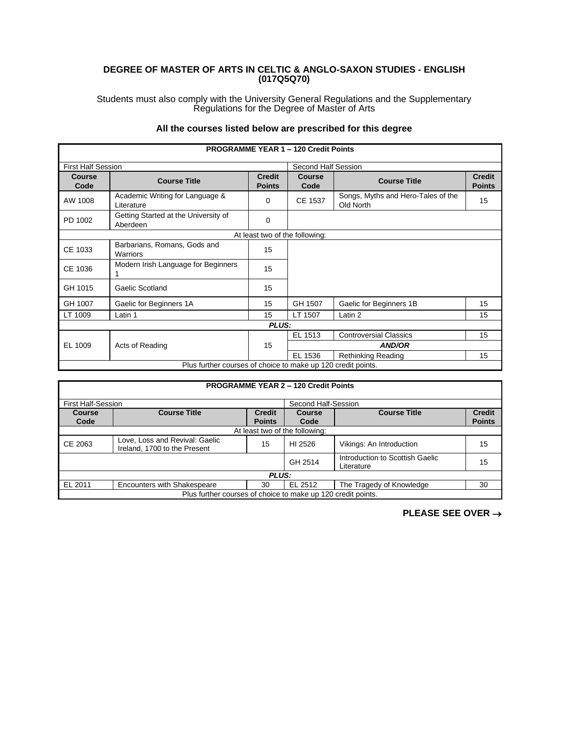# DEGREE OF MASTER OF ARTS IN CELTIC & ANGLO-SAXON STUDIES - ENGLISH (017Q5Q70)

Students must also comply with the University General Regulations and the Supplementary Regulations for the Degree of Master of Arts

**All the courses listed below are prescribed for this degree**

| **PROGRAMME YEAR 1 – 120 Credit Points** | | | | | |
|---|---|---|---|---|---|
| First Half Session | | | Second Half Session | | |
| **Course Code** | **Course Title** | **Credit Points** | **Course Code** | **Course Title** | **Credit Points** |
| AW 1008 | Academic Writing for Language & Literature | 0 | CE 1537 | Songs, Myths and Hero-Tales of the Old North | 15 |
| PD 1002 | Getting Started at the University of Aberdeen | 0 | | | |
| At least two of the following: | | | | | |
| CE 1033 | Barbarians, Romans, Gods and Warriors | 15 | | | |
| CE 1036 | Modern Irish Language for Beginners 1 | 15 | | | |
| GH 1015 | Gaelic Scotland | 15 | | | |
| GH 1007 | Gaelic for Beginners 1A | 15 | GH 1507 | Gaelic for Beginners 1B | 15 |
| LT 1009 | Latin 1 | 15 | LT 1507 | Latin 2 | 15 |
| ***PLUS:*** | | | | | |
| EL 1009 | Acts of Reading | 15 | EL 1513 | Controversial Classics | 15 |
| | | | ***AND/OR*** | | |
| | | | EL 1536 | Rethinking Reading | 15 |
| Plus further courses of choice to make up 120 credit points. | | | | | |

| **PROGRAMME YEAR 2 – 120 Credit Points** | | | | | |
|---|---|---|---|---|---|
| First Half-Session | | | Second Half-Session | | |
| **Course Code** | **Course Title** | **Credit Points** | **Course Code** | **Course Title** | **Credit Points** |
| At least two of the following: | | | | | |
| CE 2063 | Love, Loss and Revival: Gaelic Ireland, 1700 to the Present | 15 | HI 2526 | Vikings: An Introduction | 15 |
| | | | GH 2514 | Introduction to Scottish Gaelic Literature | 15 |
| ***PLUS:*** | | | | | |
| EL 2011 | Encounters with Shakespeare | 30 | EL 2512 | The Tragedy of Knowledge | 30 |
| Plus further courses of choice to make up 120 credit points. | | | | | |

**PLEASE SEE OVER →**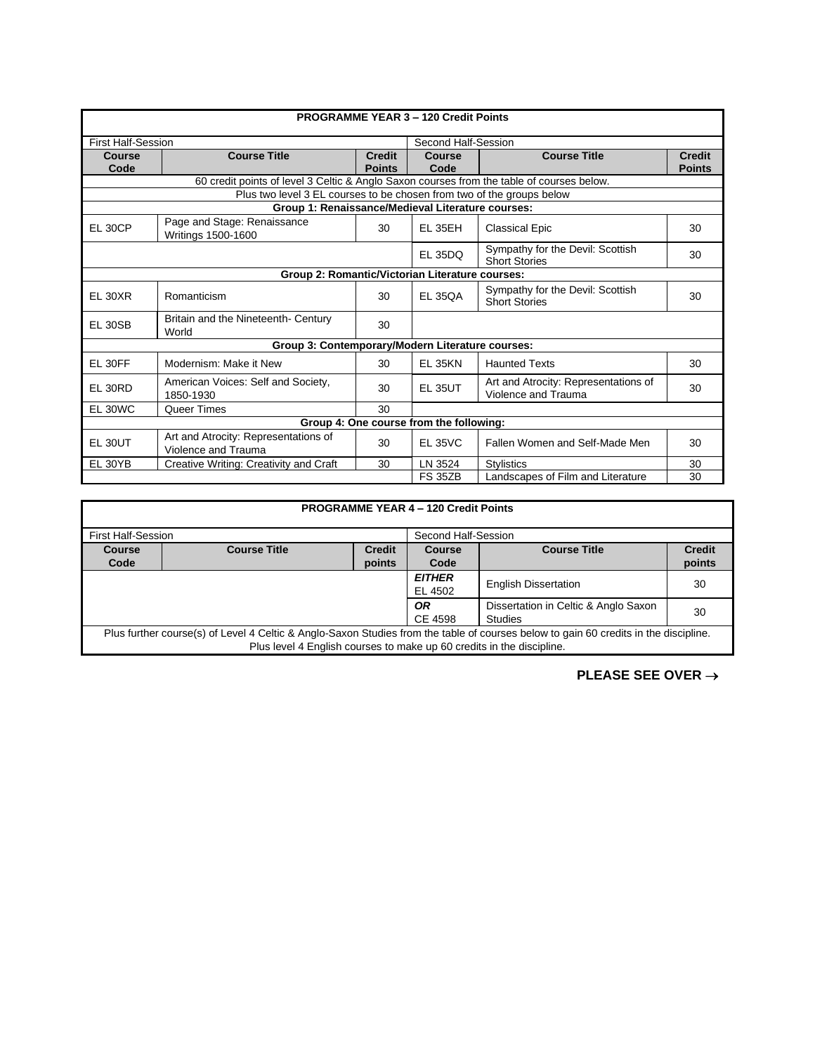| PROGRAMME YEAR 3 – 120 Credit Points | | | | | |
|---|---|---|---|---|---|
| First Half-Session | | | Second Half-Session | | |
| **Course Code** | **Course Title** | **Credit Points** | **Course Code** | **Course Title** | **Credit Points** |
| 60 credit points of level 3 Celtic & Anglo Saxon courses from the table of courses below. | | | | | |
| Plus two level 3 EL courses to be chosen from two of the groups below | | | | | |
| **Group 1: Renaissance/Medieval Literature courses:** | | | | | |
| EL 30CP | Page and Stage: Renaissance Writings 1500-1600 | 30 | EL 35EH | Classical Epic | 30 |
| | | | EL 35DQ | Sympathy for the Devil: Scottish Short Stories | 30 |
| **Group 2: Romantic/Victorian Literature courses:** | | | | | |
| EL 30XR | Romanticism | 30 | EL 35QA | Sympathy for the Devil: Scottish Short Stories | 30 |
| EL 30SB | Britain and the Nineteenth- Century World | 30 | | | |
| **Group 3: Contemporary/Modern Literature courses:** | | | | | |
| EL 30FF | Modernism: Make it New | 30 | EL 35KN | Haunted Texts | 30 |
| EL 30RD | American Voices: Self and Society, 1850-1930 | 30 | EL 35UT | Art and Atrocity: Representations of Violence and Trauma | 30 |
| EL 30WC | Queer Times | 30 | | | |
| **Group 4: One course from the following:** | | | | | |
| EL 30UT | Art and Atrocity: Representations of Violence and Trauma | 30 | EL 35VC | Fallen Women and Self-Made Men | 30 |
| EL 30YB | Creative Writing: Creativity and Craft | 30 | LN 3524 | Stylistics | 30 |
| | | | FS 35ZB | Landscapes of Film and Literature | 30 |

| PROGRAMME YEAR 4 – 120 Credit Points | | | | | |
|---|---|---|---|---|---|
| First Half-Session | | | Second Half-Session | | |
| **Course Code** | **Course Title** | **Credit points** | **Course Code** | **Course Title** | **Credit points** |
| | | | ***EITHER*** EL 4502 | English Dissertation | 30 |
| | | | ***OR*** CE 4598 | Dissertation in Celtic & Anglo Saxon Studies | 30 |
| Plus further course(s) of Level 4 Celtic & Anglo-Saxon Studies from the table of courses below to gain 60 credits in the discipline. Plus level 4 English courses to make up 60 credits in the discipline. | | | | | |

**PLEASE SEE OVER →**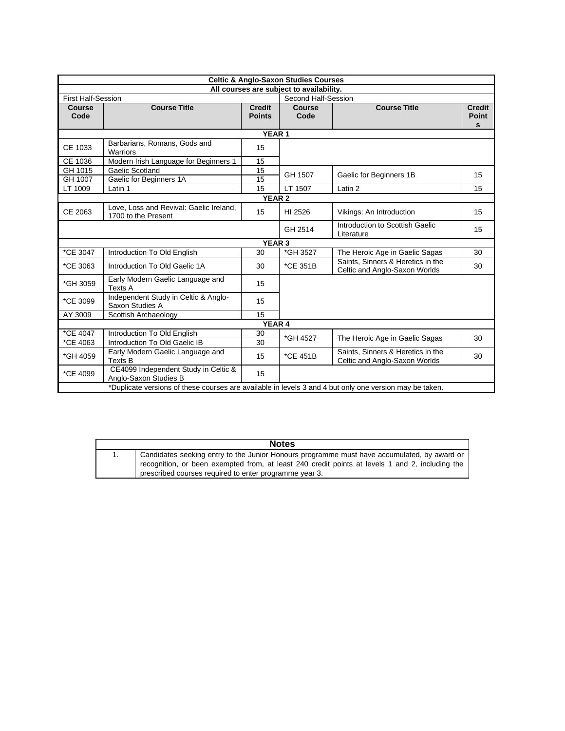| Celtic & Anglo-Saxon Studies Courses | | | | | |
|---|---|---|---|---|---|
| All courses are subject to availability. | | | | | |
| First Half-Session | | | Second Half-Session | | |
| Course Code | Course Title | Credit Points | Course Code | Course Title | Credit Points |
| YEAR 1 | | | | | |
| CE 1033 | Barbarians, Romans, Gods and Warriors | 15 | | | |
| CE 1036 | Modern Irish Language for Beginners 1 | 15 | | | |
| GH 1015 | Gaelic Scotland | 15 | GH 1507 | Gaelic for Beginners 1B | 15 |
| GH 1007 | Gaelic for Beginners 1A | 15 | | | |
| LT 1009 | Latin 1 | 15 | LT 1507 | Latin 2 | 15 |
| YEAR 2 | | | | | |
| CE 2063 | Love, Loss and Revival: Gaelic Ireland, 1700 to the Present | 15 | HI 2526 | Vikings: An Introduction | 15 |
| | | | GH 2514 | Introduction to Scottish Gaelic Literature | 15 |
| YEAR 3 | | | | | |
| *CE 3047 | Introduction To Old English | 30 | *GH 3527 | The Heroic Age in Gaelic Sagas | 30 |
| *CE 3063 | Introduction To Old Gaelic 1A | 30 | *CE 351B | Saints, Sinners & Heretics in the Celtic and Anglo-Saxon Worlds | 30 |
| *GH 3059 | Early Modern Gaelic Language and Texts A | 15 | | | |
| *CE 3099 | Independent Study in Celtic & Anglo-Saxon Studies A | 15 | | | |
| AY 3009 | Scottish Archaeology | 15 | | | |
| YEAR 4 | | | | | |
| *CE 4047 | Introduction To Old English | 30 | *GH 4527 | The Heroic Age in Gaelic Sagas | 30 |
| *CE 4063 | Introduction To Old Gaelic IB | 30 | | | |
| *GH 4059 | Early Modern Gaelic Language and Texts B | 15 | *CE 451B | Saints, Sinners & Heretics in the Celtic and Anglo-Saxon Worlds | 30 |
| *CE 4099 | CE4099 Independent Study in Celtic & Anglo-Saxon Studies B | 15 | | | |
| *Duplicate versions of these courses are available in levels 3 and 4 but only one version may be taken. | | | | | |

| Notes | |
|---|---|
| 1. | Candidates seeking entry to the Junior Honours programme must have accumulated, by award or recognition, or been exempted from, at least 240 credit points at levels 1 and 2, including the prescribed courses required to enter programme year 3. |